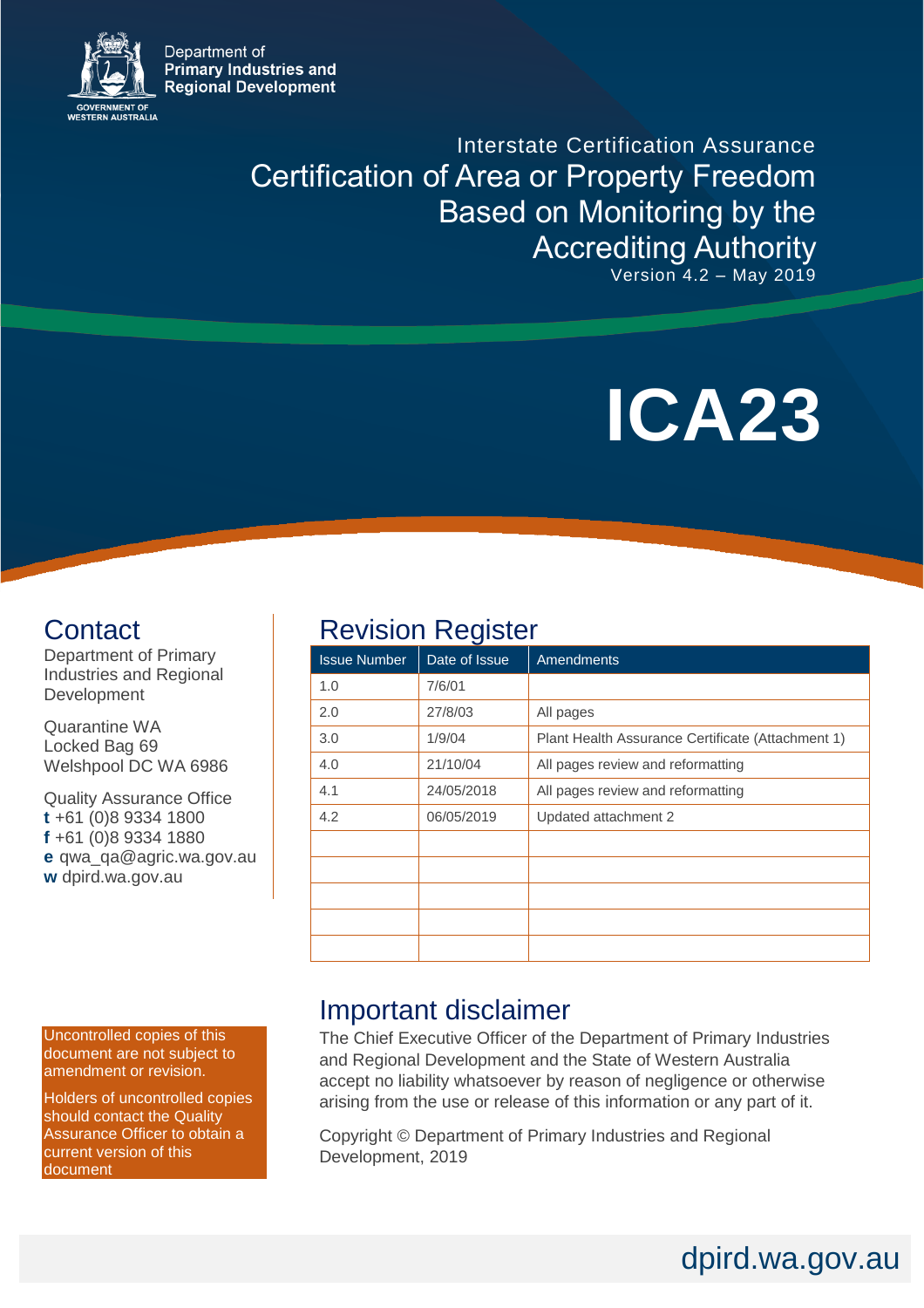Department of
Primary Industries and
Regional Development

GOVERNMENT OF WESTERN AUSTRALIA

Interstate Certification Assurance

# Certification of Area or Property Freedom Based on Monitoring by the Accrediting Authority

Version 4.2 – May 2019

# ICA23

## Contact

Department of Primary Industries and Regional Development

Quarantine WA
Locked Bag 69
Welshpool DC WA 6986

Quality Assurance Office
**t** +61 (0)8 9334 1800
**f** +61 (0)8 9334 1880
**e** qwa_qa@agric.wa.gov.au
**w** dpird.wa.gov.au

## Revision Register

| Issue Number | Date of Issue | Amendments |
|---|---|---|
| 1.0 | 7/6/01 | |
| 2.0 | 27/8/03 | All pages |
| 3.0 | 1/9/04 | Plant Health Assurance Certificate (Attachment 1) |
| 4.0 | 21/10/04 | All pages review and reformatting |
| 4.1 | 24/05/2018 | All pages review and reformatting |
| 4.2 | 06/05/2019 | Updated attachment 2 |
| | | |
| | | |
| | | |
| | | |
| | | |

Uncontrolled copies of this document are not subject to amendment or revision.

Holders of uncontrolled copies should contact the Quality Assurance Officer to obtain a current version of this document

## Important disclaimer

The Chief Executive Officer of the Department of Primary Industries and Regional Development and the State of Western Australia accept no liability whatsoever by reason of negligence or otherwise arising from the use or release of this information or any part of it.

Copyright © Department of Primary Industries and Regional Development, 2019

dpird.wa.gov.au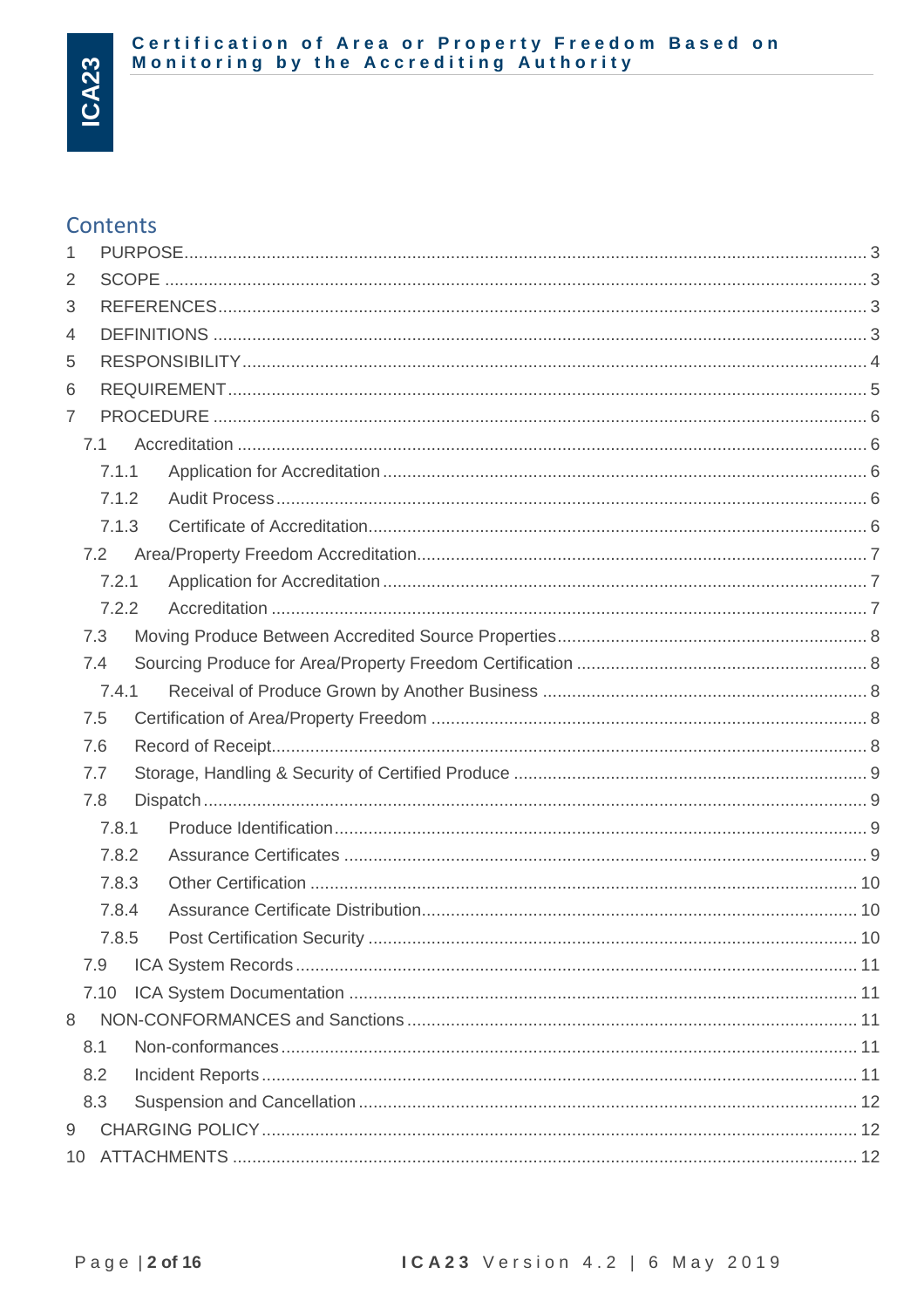## Contents

1 PURPOSE ... 3
2 SCOPE ... 3
3 REFERENCES ... 3
4 DEFINITIONS ... 3
5 RESPONSIBILITY ... 4
6 REQUIREMENT ... 5
7 PROCEDURE ... 6
- 7.1 Accreditation ... 6
  - 7.1.1 Application for Accreditation ... 6
  - 7.1.2 Audit Process ... 6
  - 7.1.3 Certificate of Accreditation ... 6
- 7.2 Area/Property Freedom Accreditation ... 7
  - 7.2.1 Application for Accreditation ... 7
  - 7.2.2 Accreditation ... 7
- 7.3 Moving Produce Between Accredited Source Properties ... 8
- 7.4 Sourcing Produce for Area/Property Freedom Certification ... 8
  - 7.4.1 Receival of Produce Grown by Another Business ... 8
- 7.5 Certification of Area/Property Freedom ... 8
- 7.6 Record of Receipt ... 8
- 7.7 Storage, Handling & Security of Certified Produce ... 9
- 7.8 Dispatch ... 9
  - 7.8.1 Produce Identification ... 9
  - 7.8.2 Assurance Certificates ... 9
  - 7.8.3 Other Certification ... 10
  - 7.8.4 Assurance Certificate Distribution ... 10
  - 7.8.5 Post Certification Security ... 10
- 7.9 ICA System Records ... 11
- 7.10 ICA System Documentation ... 11

8 NON-CONFORMANCES and Sanctions ... 11
- 8.1 Non-conformances ... 11
- 8.2 Incident Reports ... 11
- 8.3 Suspension and Cancellation ... 12

9 CHARGING POLICY ... 12
10 ATTACHMENTS ... 12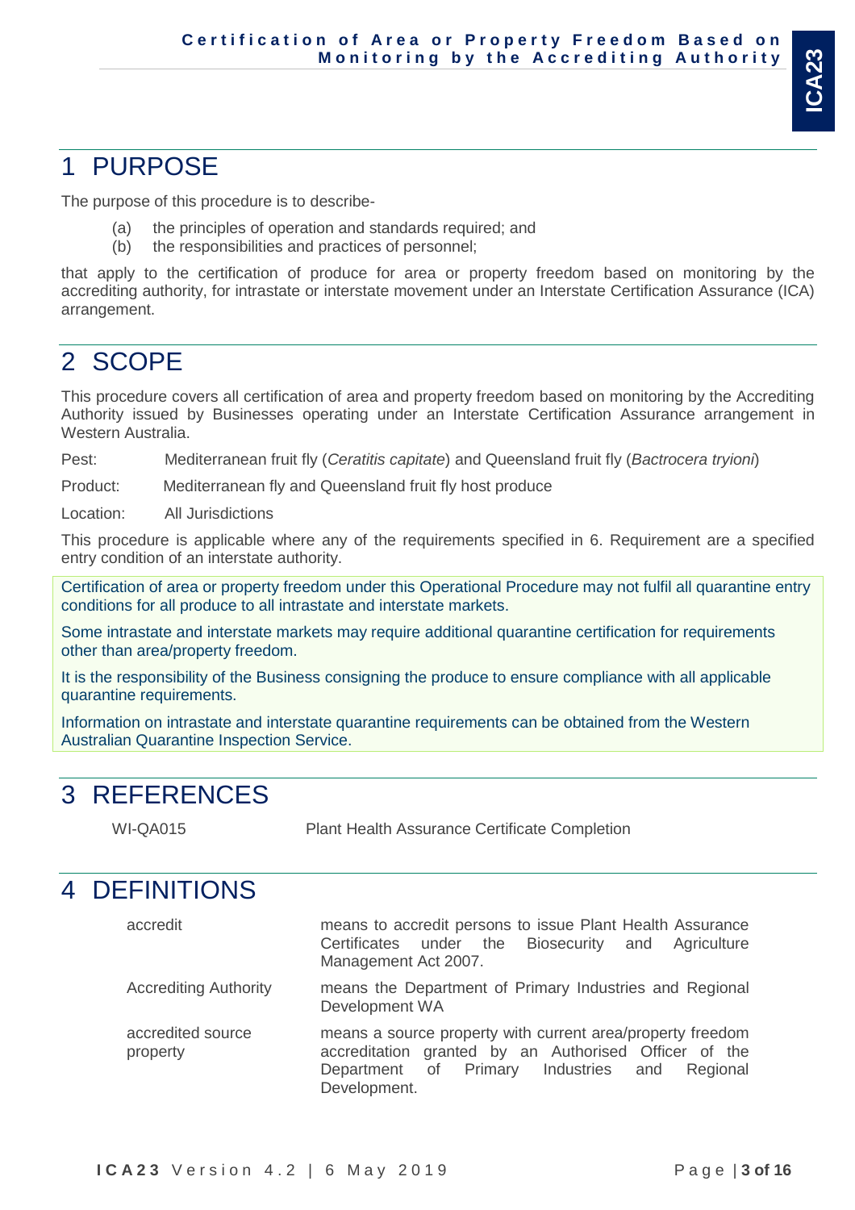# 1 PURPOSE

The purpose of this procedure is to describe-

(a) the principles of operation and standards required; and
(b) the responsibilities and practices of personnel;

that apply to the certification of produce for area or property freedom based on monitoring by the accrediting authority, for intrastate or interstate movement under an Interstate Certification Assurance (ICA) arrangement.

# 2 SCOPE

This procedure covers all certification of area and property freedom based on monitoring by the Accrediting Authority issued by Businesses operating under an Interstate Certification Assurance arrangement in Western Australia.

Pest: Mediterranean fruit fly (*Ceratitis capitate*) and Queensland fruit fly (*Bactrocera tryoni*)

Product: Mediterranean fly and Queensland fruit fly host produce

Location: All Jurisdictions

This procedure is applicable where any of the requirements specified in 6. Requirement are a specified entry condition of an interstate authority.

Certification of area or property freedom under this Operational Procedure may not fulfil all quarantine entry conditions for all produce to all intrastate and interstate markets.

Some intrastate and interstate markets may require additional quarantine certification for requirements other than area/property freedom.

It is the responsibility of the Business consigning the produce to ensure compliance with all applicable quarantine requirements.

Information on intrastate and interstate quarantine requirements can be obtained from the Western Australian Quarantine Inspection Service.

# 3 REFERENCES

| | |
|---|---|
| WI-QA015 | Plant Health Assurance Certificate Completion |

# 4 DEFINITIONS

| | |
|---|---|
| accredit | means to accredit persons to issue Plant Health Assurance Certificates under the Biosecurity and Agriculture Management Act 2007. |
| Accrediting Authority | means the Department of Primary Industries and Regional Development WA |
| accredited source property | means a source property with current area/property freedom accreditation granted by an Authorised Officer of the Department of Primary Industries and Regional Development. |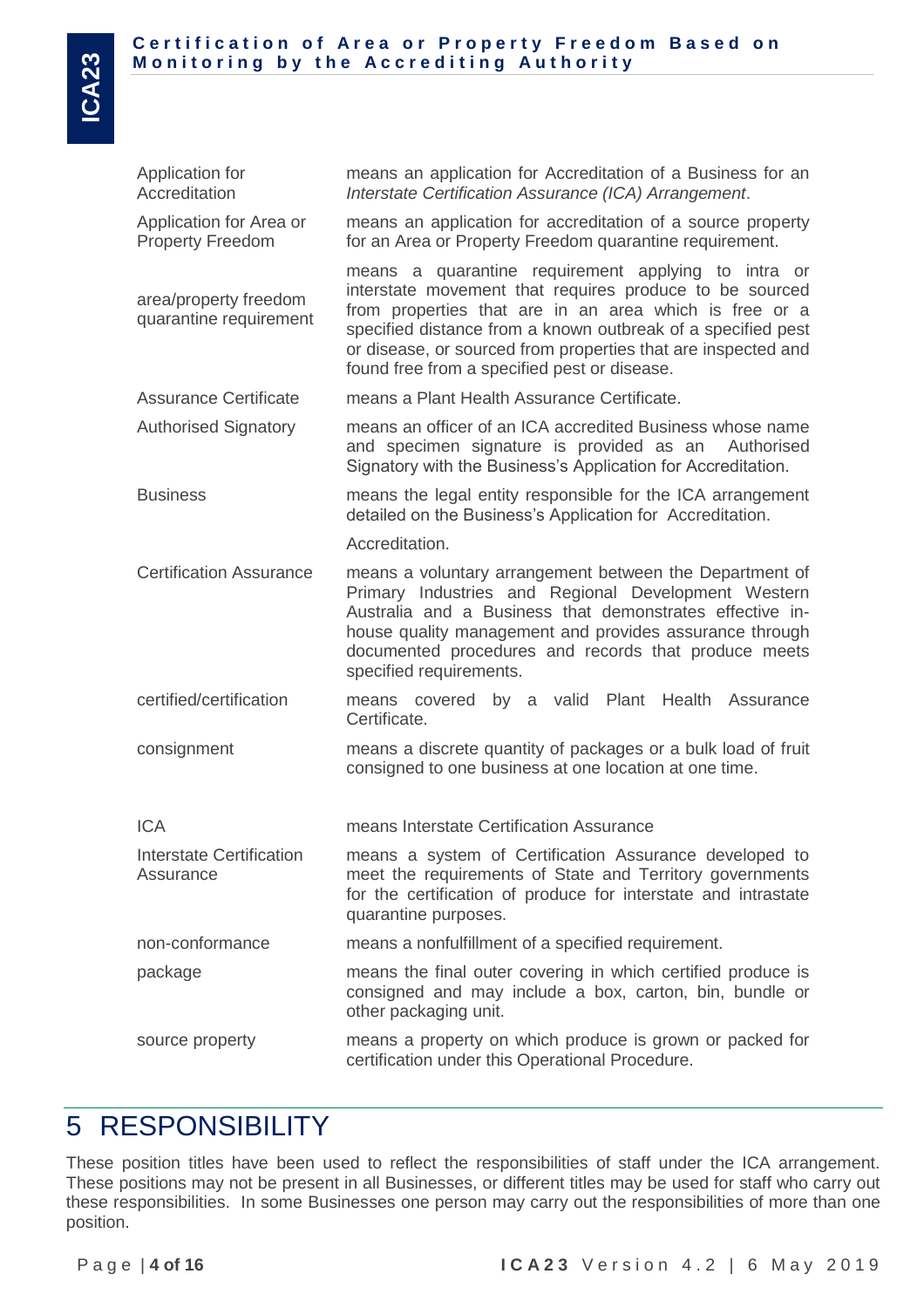| | |
|---|---|
| Application for Accreditation | means an application for Accreditation of a Business for an *Interstate Certification Assurance (ICA) Arrangement*. |
| Application for Area or Property Freedom | means an application for accreditation of a source property for an Area or Property Freedom quarantine requirement. |
| area/property freedom quarantine requirement | means a quarantine requirement applying to intra or interstate movement that requires produce to be sourced from properties that are in an area which is free or a specified distance from a known outbreak of a specified pest or disease, or sourced from properties that are inspected and found free from a specified pest or disease. |
| Assurance Certificate | means a Plant Health Assurance Certificate. |
| Authorised Signatory | means an officer of an ICA accredited Business whose name and specimen signature is provided as an Authorised Signatory with the Business's Application for Accreditation. |
| Business | means the legal entity responsible for the ICA arrangement detailed on the Business's Application for Accreditation.<br><br>Accreditation. |
| Certification Assurance | means a voluntary arrangement between the Department of Primary Industries and Regional Development Western Australia and a Business that demonstrates effective in-house quality management and provides assurance through documented procedures and records that produce meets specified requirements. |
| certified/certification | means covered by a valid Plant Health Assurance Certificate. |
| consignment | means a discrete quantity of packages or a bulk load of fruit consigned to one business at one location at one time. |
| ICA | means Interstate Certification Assurance |
| Interstate Certification Assurance | means a system of Certification Assurance developed to meet the requirements of State and Territory governments for the certification of produce for interstate and intrastate quarantine purposes. |
| non-conformance | means a nonfulfillment of a specified requirement. |
| package | means the final outer covering in which certified produce is consigned and may include a box, carton, bin, bundle or other packaging unit. |
| source property | means a property on which produce is grown or packed for certification under this Operational Procedure. |

# 5 RESPONSIBILITY

These position titles have been used to reflect the responsibilities of staff under the ICA arrangement. These positions may not be present in all Businesses, or different titles may be used for staff who carry out these responsibilities. In some Businesses one person may carry out the responsibilities of more than one position.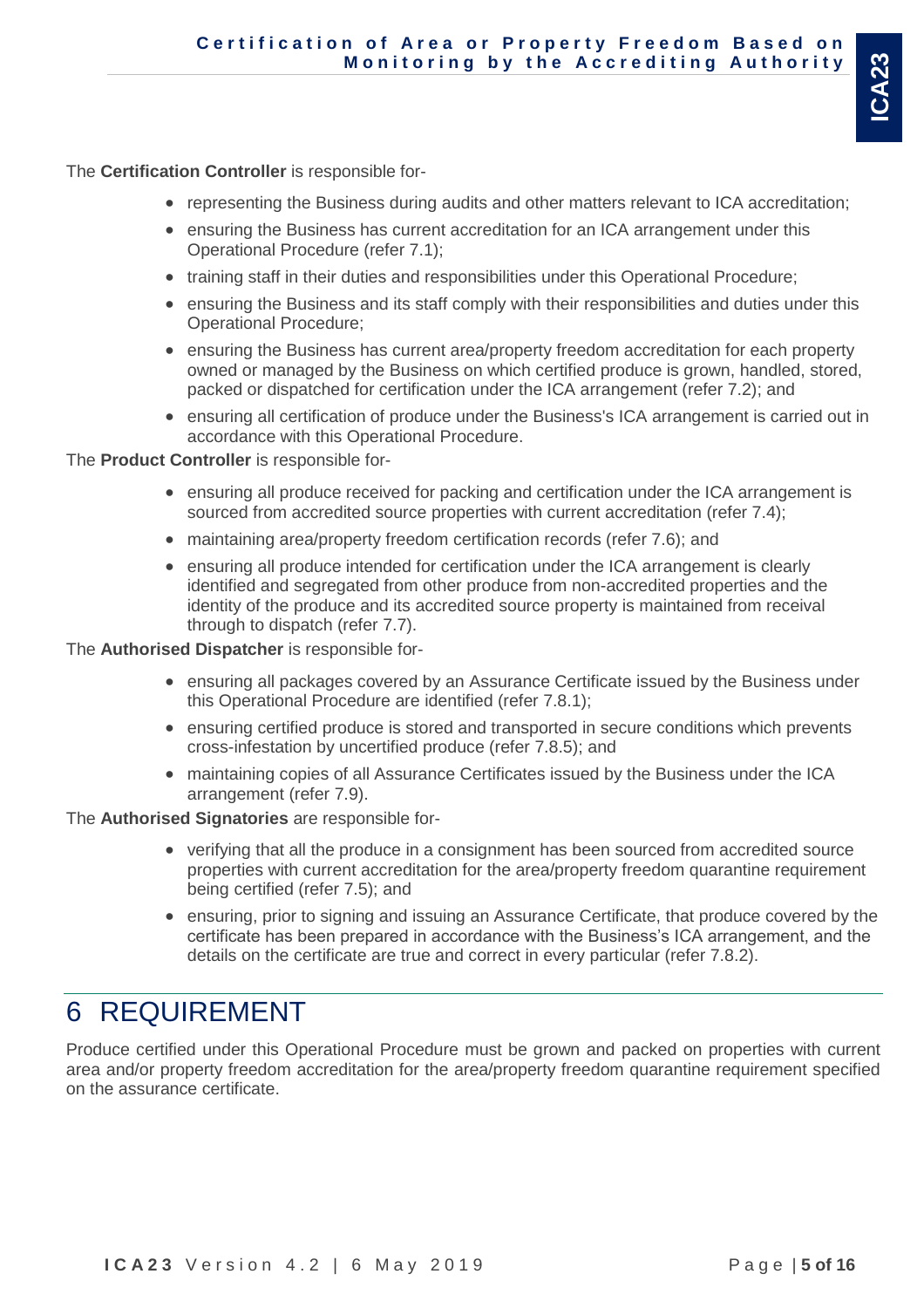The **Certification Controller** is responsible for-

- representing the Business during audits and other matters relevant to ICA accreditation;
- ensuring the Business has current accreditation for an ICA arrangement under this Operational Procedure (refer 7.1);
- training staff in their duties and responsibilities under this Operational Procedure;
- ensuring the Business and its staff comply with their responsibilities and duties under this Operational Procedure;
- ensuring the Business has current area/property freedom accreditation for each property owned or managed by the Business on which certified produce is grown, handled, stored, packed or dispatched for certification under the ICA arrangement (refer 7.2); and
- ensuring all certification of produce under the Business's ICA arrangement is carried out in accordance with this Operational Procedure.

The **Product Controller** is responsible for-

- ensuring all produce received for packing and certification under the ICA arrangement is sourced from accredited source properties with current accreditation (refer 7.4);
- maintaining area/property freedom certification records (refer 7.6); and
- ensuring all produce intended for certification under the ICA arrangement is clearly identified and segregated from other produce from non-accredited properties and the identity of the produce and its accredited source property is maintained from receival through to dispatch (refer 7.7).

The **Authorised Dispatcher** is responsible for-

- ensuring all packages covered by an Assurance Certificate issued by the Business under this Operational Procedure are identified (refer 7.8.1);
- ensuring certified produce is stored and transported in secure conditions which prevents cross-infestation by uncertified produce (refer 7.8.5); and
- maintaining copies of all Assurance Certificates issued by the Business under the ICA arrangement (refer 7.9).

The **Authorised Signatories** are responsible for-

- verifying that all the produce in a consignment has been sourced from accredited source properties with current accreditation for the area/property freedom quarantine requirement being certified (refer 7.5); and
- ensuring, prior to signing and issuing an Assurance Certificate, that produce covered by the certificate has been prepared in accordance with the Business's ICA arrangement, and the details on the certificate are true and correct in every particular (refer 7.8.2).

# 6 REQUIREMENT

Produce certified under this Operational Procedure must be grown and packed on properties with current area and/or property freedom accreditation for the area/property freedom quarantine requirement specified on the assurance certificate.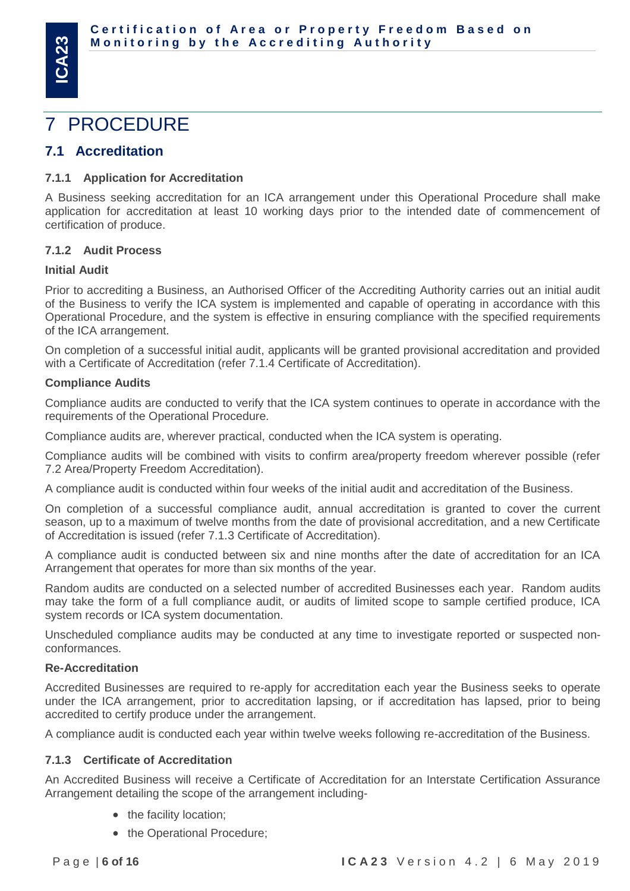# 7 PROCEDURE

## 7.1 Accreditation

### 7.1.1 Application for Accreditation

A Business seeking accreditation for an ICA arrangement under this Operational Procedure shall make application for accreditation at least 10 working days prior to the intended date of commencement of certification of produce.

### 7.1.2 Audit Process

**Initial Audit**

Prior to accrediting a Business, an Authorised Officer of the Accrediting Authority carries out an initial audit of the Business to verify the ICA system is implemented and capable of operating in accordance with this Operational Procedure, and the system is effective in ensuring compliance with the specified requirements of the ICA arrangement.

On completion of a successful initial audit, applicants will be granted provisional accreditation and provided with a Certificate of Accreditation (refer 7.1.4 Certificate of Accreditation).

**Compliance Audits**

Compliance audits are conducted to verify that the ICA system continues to operate in accordance with the requirements of the Operational Procedure.

Compliance audits are, wherever practical, conducted when the ICA system is operating.

Compliance audits will be combined with visits to confirm area/property freedom wherever possible (refer 7.2 Area/Property Freedom Accreditation).

A compliance audit is conducted within four weeks of the initial audit and accreditation of the Business.

On completion of a successful compliance audit, annual accreditation is granted to cover the current season, up to a maximum of twelve months from the date of provisional accreditation, and a new Certificate of Accreditation is issued (refer 7.1.3 Certificate of Accreditation).

A compliance audit is conducted between six and nine months after the date of accreditation for an ICA Arrangement that operates for more than six months of the year.

Random audits are conducted on a selected number of accredited Businesses each year. Random audits may take the form of a full compliance audit, or audits of limited scope to sample certified produce, ICA system records or ICA system documentation.

Unscheduled compliance audits may be conducted at any time to investigate reported or suspected non-conformances.

**Re-Accreditation**

Accredited Businesses are required to re-apply for accreditation each year the Business seeks to operate under the ICA arrangement, prior to accreditation lapsing, or if accreditation has lapsed, prior to being accredited to certify produce under the arrangement.

A compliance audit is conducted each year within twelve weeks following re-accreditation of the Business.

### 7.1.3 Certificate of Accreditation

An Accredited Business will receive a Certificate of Accreditation for an Interstate Certification Assurance Arrangement detailing the scope of the arrangement including-

- the facility location;
- the Operational Procedure;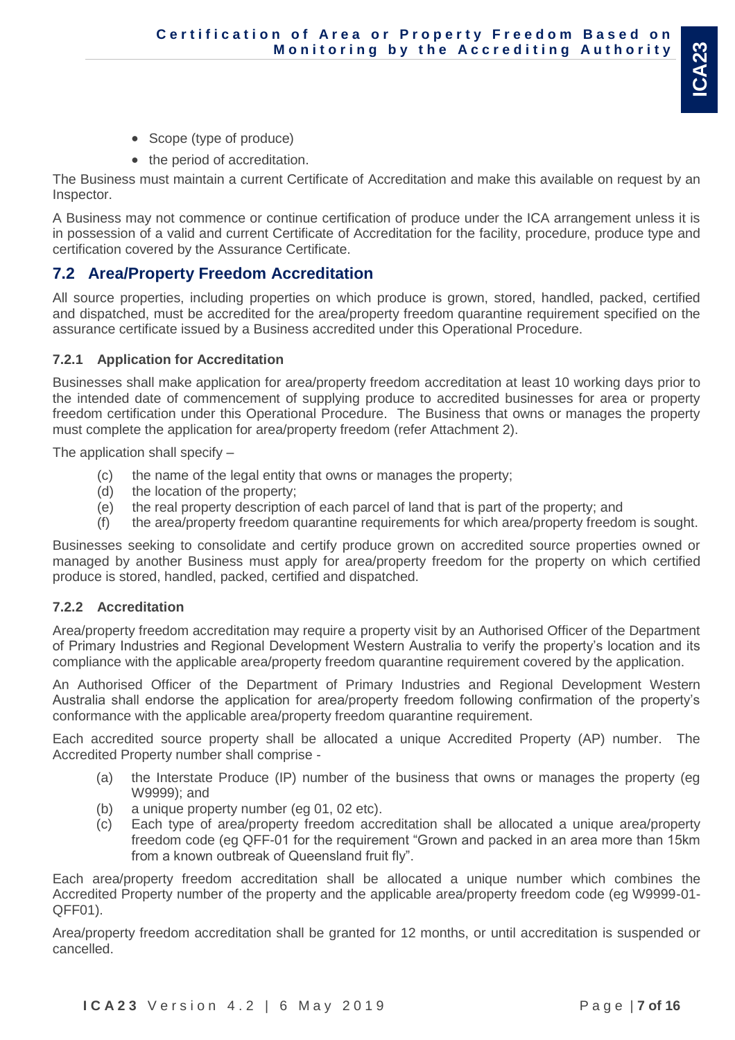- Scope (type of produce)
- the period of accreditation.

The Business must maintain a current Certificate of Accreditation and make this available on request by an Inspector.

A Business may not commence or continue certification of produce under the ICA arrangement unless it is in possession of a valid and current Certificate of Accreditation for the facility, procedure, produce type and certification covered by the Assurance Certificate.

## 7.2 Area/Property Freedom Accreditation

All source properties, including properties on which produce is grown, stored, handled, packed, certified and dispatched, must be accredited for the area/property freedom quarantine requirement specified on the assurance certificate issued by a Business accredited under this Operational Procedure.

### 7.2.1 Application for Accreditation

Businesses shall make application for area/property freedom accreditation at least 10 working days prior to the intended date of commencement of supplying produce to accredited businesses for area or property freedom certification under this Operational Procedure. The Business that owns or manages the property must complete the application for area/property freedom (refer Attachment 2).

The application shall specify –

(c) the name of the legal entity that owns or manages the property;
(d) the location of the property;
(e) the real property description of each parcel of land that is part of the property; and
(f) the area/property freedom quarantine requirements for which area/property freedom is sought.

Businesses seeking to consolidate and certify produce grown on accredited source properties owned or managed by another Business must apply for area/property freedom for the property on which certified produce is stored, handled, packed, certified and dispatched.

### 7.2.2 Accreditation

Area/property freedom accreditation may require a property visit by an Authorised Officer of the Department of Primary Industries and Regional Development Western Australia to verify the property's location and its compliance with the applicable area/property freedom quarantine requirement covered by the application.

An Authorised Officer of the Department of Primary Industries and Regional Development Western Australia shall endorse the application for area/property freedom following confirmation of the property's conformance with the applicable area/property freedom quarantine requirement.

Each accredited source property shall be allocated a unique Accredited Property (AP) number. The Accredited Property number shall comprise -

(a) the Interstate Produce (IP) number of the business that owns or manages the property (eg W9999); and
(b) a unique property number (eg 01, 02 etc).
(c) Each type of area/property freedom accreditation shall be allocated a unique area/property freedom code (eg QFF-01 for the requirement "Grown and packed in an area more than 15km from a known outbreak of Queensland fruit fly".

Each area/property freedom accreditation shall be allocated a unique number which combines the Accredited Property number of the property and the applicable area/property freedom code (eg W9999-01-QFF01).

Area/property freedom accreditation shall be granted for 12 months, or until accreditation is suspended or cancelled.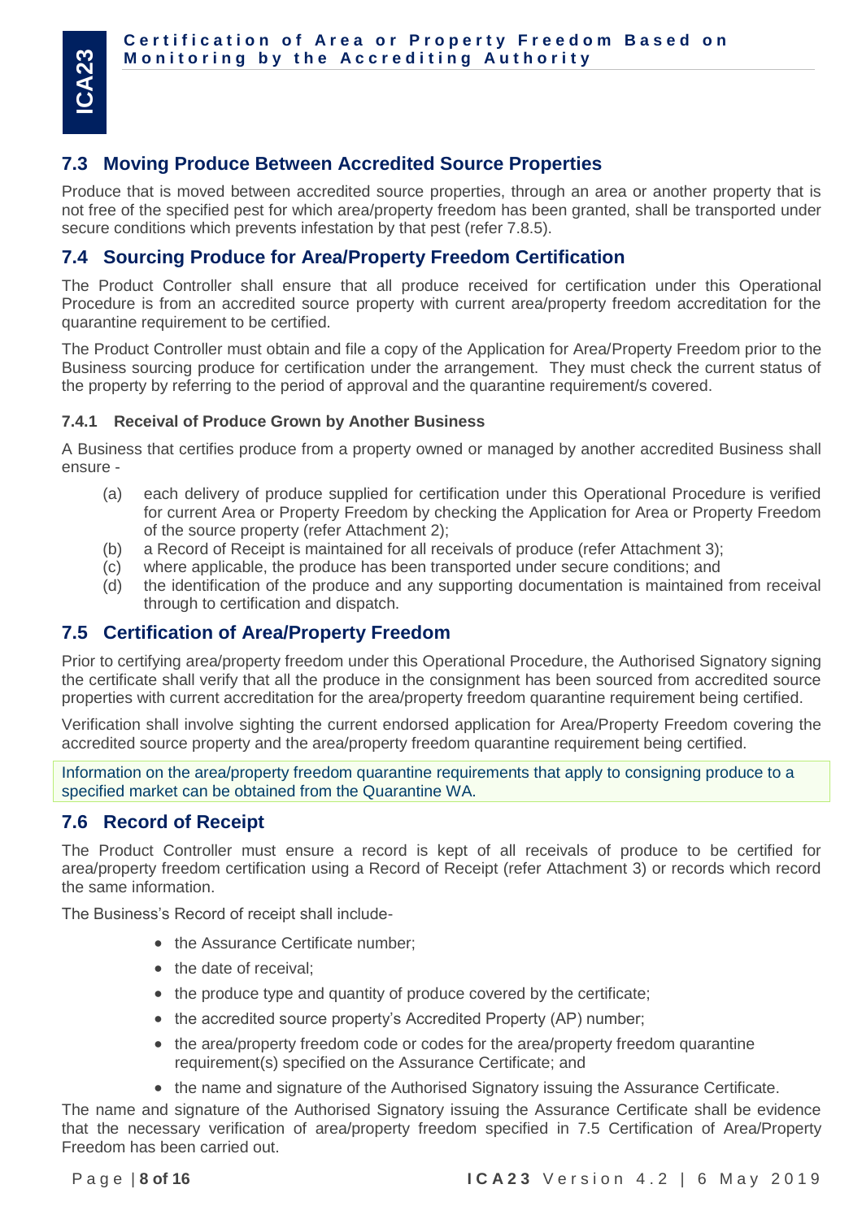## 7.3 Moving Produce Between Accredited Source Properties

Produce that is moved between accredited source properties, through an area or another property that is not free of the specified pest for which area/property freedom has been granted, shall be transported under secure conditions which prevents infestation by that pest (refer 7.8.5).

## 7.4 Sourcing Produce for Area/Property Freedom Certification

The Product Controller shall ensure that all produce received for certification under this Operational Procedure is from an accredited source property with current area/property freedom accreditation for the quarantine requirement to be certified.

The Product Controller must obtain and file a copy of the Application for Area/Property Freedom prior to the Business sourcing produce for certification under the arrangement. They must check the current status of the property by referring to the period of approval and the quarantine requirement/s covered.

### 7.4.1 Receival of Produce Grown by Another Business

A Business that certifies produce from a property owned or managed by another accredited Business shall ensure -

(a) each delivery of produce supplied for certification under this Operational Procedure is verified for current Area or Property Freedom by checking the Application for Area or Property Freedom of the source property (refer Attachment 2);
(b) a Record of Receipt is maintained for all receivals of produce (refer Attachment 3);
(c) where applicable, the produce has been transported under secure conditions; and
(d) the identification of the produce and any supporting documentation is maintained from receival through to certification and dispatch.

## 7.5 Certification of Area/Property Freedom

Prior to certifying area/property freedom under this Operational Procedure, the Authorised Signatory signing the certificate shall verify that all the produce in the consignment has been sourced from accredited source properties with current accreditation for the area/property freedom quarantine requirement being certified.

Verification shall involve sighting the current endorsed application for Area/Property Freedom covering the accredited source property and the area/property freedom quarantine requirement being certified.

Information on the area/property freedom quarantine requirements that apply to consigning produce to a specified market can be obtained from the Quarantine WA.

## 7.6 Record of Receipt

The Product Controller must ensure a record is kept of all receivals of produce to be certified for area/property freedom certification using a Record of Receipt (refer Attachment 3) or records which record the same information.

The Business's Record of receipt shall include-

- the Assurance Certificate number;
- the date of receival;
- the produce type and quantity of produce covered by the certificate;
- the accredited source property's Accredited Property (AP) number;
- the area/property freedom code or codes for the area/property freedom quarantine requirement(s) specified on the Assurance Certificate; and
- the name and signature of the Authorised Signatory issuing the Assurance Certificate.

The name and signature of the Authorised Signatory issuing the Assurance Certificate shall be evidence that the necessary verification of area/property freedom specified in 7.5 Certification of Area/Property Freedom has been carried out.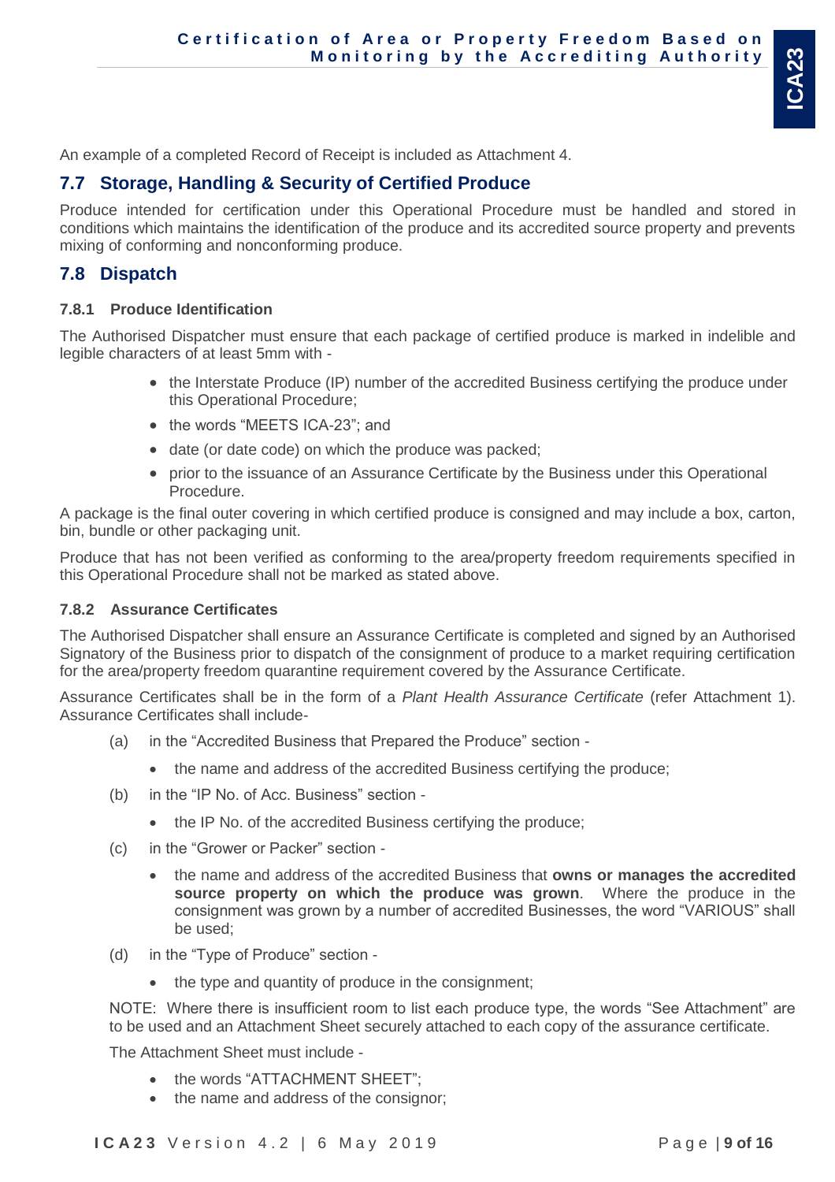An example of a completed Record of Receipt is included as Attachment 4.

## 7.7 Storage, Handling & Security of Certified Produce

Produce intended for certification under this Operational Procedure must be handled and stored in conditions which maintains the identification of the produce and its accredited source property and prevents mixing of conforming and nonconforming produce.

## 7.8 Dispatch

### 7.8.1 Produce Identification

The Authorised Dispatcher must ensure that each package of certified produce is marked in indelible and legible characters of at least 5mm with -

- the Interstate Produce (IP) number of the accredited Business certifying the produce under this Operational Procedure;
- the words "MEETS ICA-23"; and
- date (or date code) on which the produce was packed;
- prior to the issuance of an Assurance Certificate by the Business under this Operational Procedure.

A package is the final outer covering in which certified produce is consigned and may include a box, carton, bin, bundle or other packaging unit.

Produce that has not been verified as conforming to the area/property freedom requirements specified in this Operational Procedure shall not be marked as stated above.

### 7.8.2 Assurance Certificates

The Authorised Dispatcher shall ensure an Assurance Certificate is completed and signed by an Authorised Signatory of the Business prior to dispatch of the consignment of produce to a market requiring certification for the area/property freedom quarantine requirement covered by the Assurance Certificate.

Assurance Certificates shall be in the form of a *Plant Health Assurance Certificate* (refer Attachment 1). Assurance Certificates shall include-

(a) in the "Accredited Business that Prepared the Produce" section -

- the name and address of the accredited Business certifying the produce;

(b) in the "IP No. of Acc. Business" section -

- the IP No. of the accredited Business certifying the produce;

(c) in the "Grower or Packer" section -

- the name and address of the accredited Business that **owns or manages the accredited source property on which the produce was grown**. Where the produce in the consignment was grown by a number of accredited Businesses, the word "VARIOUS" shall be used;

(d) in the "Type of Produce" section -

- the type and quantity of produce in the consignment;

NOTE: Where there is insufficient room to list each produce type, the words "See Attachment" are to be used and an Attachment Sheet securely attached to each copy of the assurance certificate.

The Attachment Sheet must include -

- the words "ATTACHMENT SHEET";
- the name and address of the consignor;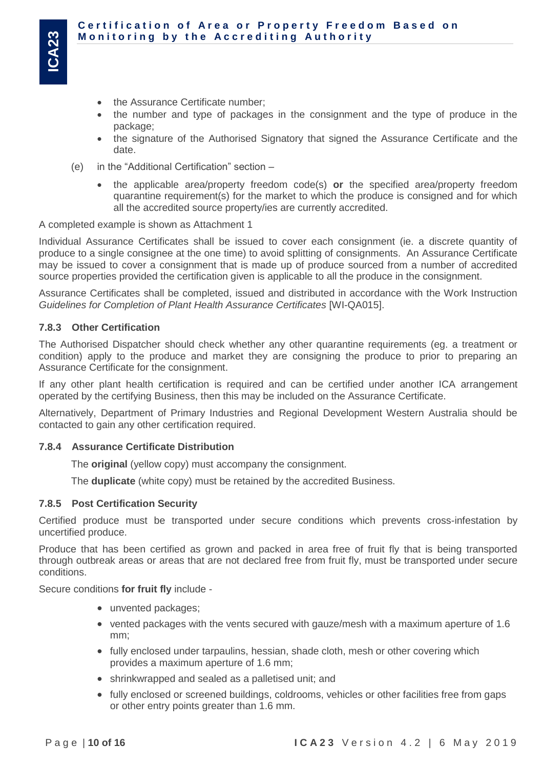- the Assurance Certificate number;
- the number and type of packages in the consignment and the type of produce in the package;
- the signature of the Authorised Signatory that signed the Assurance Certificate and the date.

(e) in the "Additional Certification" section –

- the applicable area/property freedom code(s) **or** the specified area/property freedom quarantine requirement(s) for the market to which the produce is consigned and for which all the accredited source property/ies are currently accredited.

A completed example is shown as Attachment 1

Individual Assurance Certificates shall be issued to cover each consignment (ie. a discrete quantity of produce to a single consignee at the one time) to avoid splitting of consignments. An Assurance Certificate may be issued to cover a consignment that is made up of produce sourced from a number of accredited source properties provided the certification given is applicable to all the produce in the consignment.

Assurance Certificates shall be completed, issued and distributed in accordance with the Work Instruction *Guidelines for Completion of Plant Health Assurance Certificates* [WI-QA015].

### 7.8.3 Other Certification

The Authorised Dispatcher should check whether any other quarantine requirements (eg. a treatment or condition) apply to the produce and market they are consigning the produce to prior to preparing an Assurance Certificate for the consignment.

If any other plant health certification is required and can be certified under another ICA arrangement operated by the certifying Business, then this may be included on the Assurance Certificate.

Alternatively, Department of Primary Industries and Regional Development Western Australia should be contacted to gain any other certification required.

### 7.8.4 Assurance Certificate Distribution

The **original** (yellow copy) must accompany the consignment.

The **duplicate** (white copy) must be retained by the accredited Business.

### 7.8.5 Post Certification Security

Certified produce must be transported under secure conditions which prevents cross-infestation by uncertified produce.

Produce that has been certified as grown and packed in area free of fruit fly that is being transported through outbreak areas or areas that are not declared free from fruit fly, must be transported under secure conditions.

Secure conditions **for fruit fly** include -

- unvented packages;
- vented packages with the vents secured with gauze/mesh with a maximum aperture of 1.6 mm;
- fully enclosed under tarpaulins, hessian, shade cloth, mesh or other covering which provides a maximum aperture of 1.6 mm;
- shrinkwrapped and sealed as a palletised unit; and
- fully enclosed or screened buildings, coldrooms, vehicles or other facilities free from gaps or other entry points greater than 1.6 mm.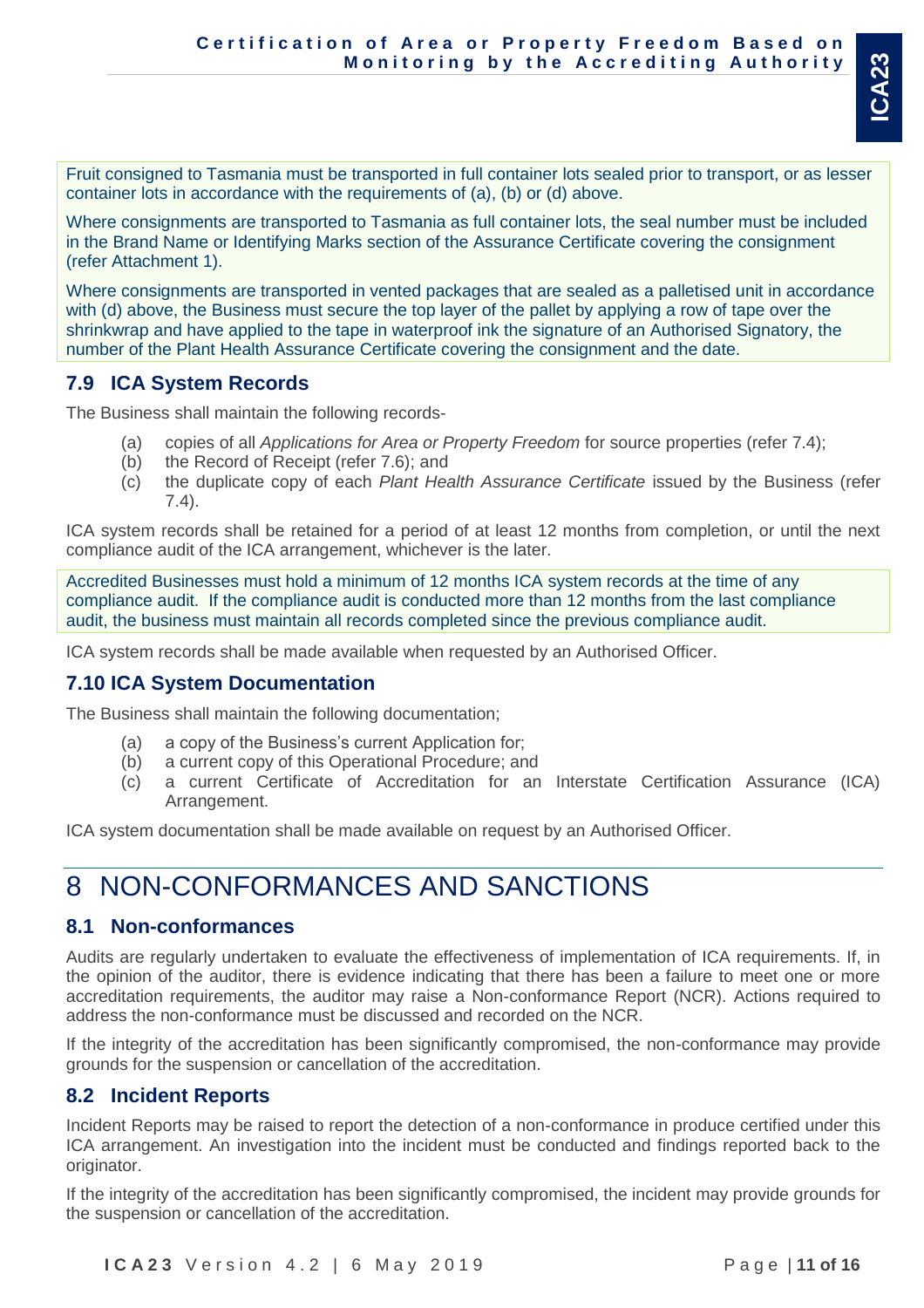Fruit consigned to Tasmania must be transported in full container lots sealed prior to transport, or as lesser container lots in accordance with the requirements of (a), (b) or (d) above.

Where consignments are transported to Tasmania as full container lots, the seal number must be included in the Brand Name or Identifying Marks section of the Assurance Certificate covering the consignment (refer Attachment 1).

Where consignments are transported in vented packages that are sealed as a palletised unit in accordance with (d) above, the Business must secure the top layer of the pallet by applying a row of tape over the shrinkwrap and have applied to the tape in waterproof ink the signature of an Authorised Signatory, the number of the Plant Health Assurance Certificate covering the consignment and the date.

### 7.9 ICA System Records

The Business shall maintain the following records-

(a) copies of all *Applications for Area or Property Freedom* for source properties (refer 7.4);
(b) the Record of Receipt (refer 7.6); and
(c) the duplicate copy of each *Plant Health Assurance Certificate* issued by the Business (refer 7.4).

ICA system records shall be retained for a period of at least 12 months from completion, or until the next compliance audit of the ICA arrangement, whichever is the later.

Accredited Businesses must hold a minimum of 12 months ICA system records at the time of any compliance audit. If the compliance audit is conducted more than 12 months from the last compliance audit, the business must maintain all records completed since the previous compliance audit.

ICA system records shall be made available when requested by an Authorised Officer.

### 7.10 ICA System Documentation

The Business shall maintain the following documentation;

(a) a copy of the Business's current Application for;
(b) a current copy of this Operational Procedure; and
(c) a current Certificate of Accreditation for an Interstate Certification Assurance (ICA) Arrangement.

ICA system documentation shall be made available on request by an Authorised Officer.

## 8 NON-CONFORMANCES AND SANCTIONS

### 8.1 Non-conformances

Audits are regularly undertaken to evaluate the effectiveness of implementation of ICA requirements. If, in the opinion of the auditor, there is evidence indicating that there has been a failure to meet one or more accreditation requirements, the auditor may raise a Non-conformance Report (NCR). Actions required to address the non-conformance must be discussed and recorded on the NCR.

If the integrity of the accreditation has been significantly compromised, the non-conformance may provide grounds for the suspension or cancellation of the accreditation.

### 8.2 Incident Reports

Incident Reports may be raised to report the detection of a non-conformance in produce certified under this ICA arrangement. An investigation into the incident must be conducted and findings reported back to the originator.

If the integrity of the accreditation has been significantly compromised, the incident may provide grounds for the suspension or cancellation of the accreditation.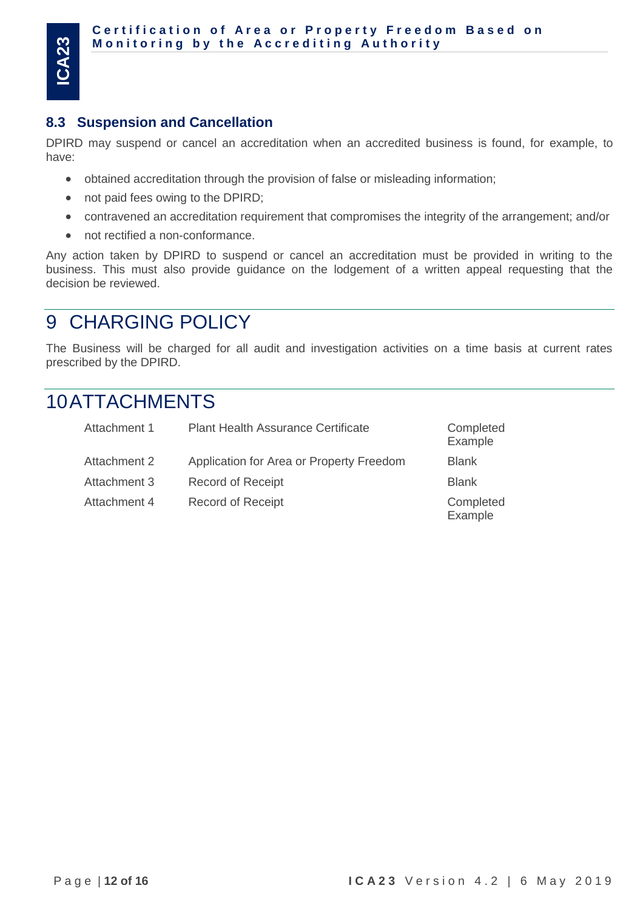### 8.3 Suspension and Cancellation

DPIRD may suspend or cancel an accreditation when an accredited business is found, for example, to have:

- obtained accreditation through the provision of false or misleading information;
- not paid fees owing to the DPIRD;
- contravened an accreditation requirement that compromises the integrity of the arrangement; and/or
- not rectified a non-conformance.

Any action taken by DPIRD to suspend or cancel an accreditation must be provided in writing to the business. This must also provide guidance on the lodgement of a written appeal requesting that the decision be reviewed.

# 9 CHARGING POLICY

The Business will be charged for all audit and investigation activities on a time basis at current rates prescribed by the DPIRD.

# 10 ATTACHMENTS

| | | |
|---|---|---|
| Attachment 1 | Plant Health Assurance Certificate | Completed Example |
| Attachment 2 | Application for Area or Property Freedom | Blank |
| Attachment 3 | Record of Receipt | Blank |
| Attachment 4 | Record of Receipt | Completed Example |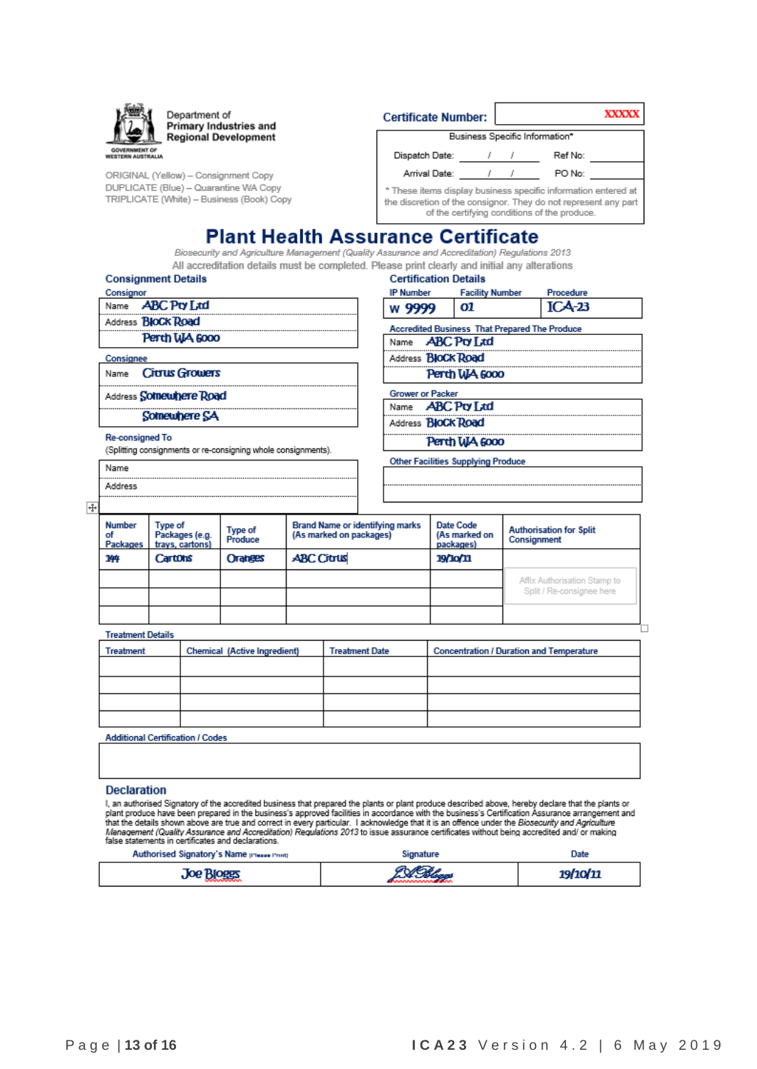Department of
**Primary Industries and Regional Development**

GOVERNMENT OF WESTERN AUSTRALIA

ORIGINAL (Yellow) – Consignment Copy
DUPLICATE (Blue) – Quarantine WA Copy
TRIPLICATE (White) – Business (Book) Copy

**Certificate Number:** XXXXX

Business Specific Information*

| Dispatch Date: / / | Ref No: |
|---|---|
| Arrival Date: / / | PO No: |

* These items display business specific information entered at the discretion of the consignor. They do not represent any part of the certifying conditions of the produce.

# Plant Health Assurance Certificate

*Biosecurity and Agriculture Management (Quality Assurance and Accreditation) Regulations 2013*

All accreditation details must be completed. Please print clearly and initial any alterations

## Consignment Details

**Consignor**

| | |
|---|---|
| Name | ABC Pty Ltd |
| Address | Block Road |
| | Perth WA 6000 |

**Consignee**

| | |
|---|---|
| Name | Citrus Growers |
| Address | Somewhere Road |
| | Somewhere SA |

**Re-consigned To**
(Splitting consignments or re-consigning whole consignments).

| | |
|---|---|
| Name | |
| Address | |

## Certification Details

| IP Number | Facility Number | Procedure |
|---|---|---|
| W 9999 | 01 | ICA-23 |

**Accredited Business That Prepared The Produce**

| | |
|---|---|
| Name | ABC Pty Ltd |
| Address | Block Road |
| | Perth WA 6000 |

**Grower or Packer**

| | |
|---|---|
| Name | ABC Pty Ltd |
| Address | Block Road |
| | Perth WA 6000 |

**Other Facilities Supplying Produce**

| |
|---|
| |
| |

| Number of Packages | Type of Packages (e.g. trays, cartons) | Type of Produce | Brand Name or identifying marks (As marked on packages) | Date Code (As marked on packages) | Authorisation for Split Consignment |
|---|---|---|---|---|---|
| 144 | Cartons | Oranges | ABC Citrus | 19/10/11 | |
| | | | | | Affix Authorisation Stamp to Split / Re-consignee here |
| | | | | | |
| | | | | | |

**Treatment Details**

| Treatment | Chemical (Active Ingredient) | Treatment Date | Concentration / Duration and Temperature |
|---|---|---|---|
| | | | |
| | | | |
| | | | |
| | | | |

**Additional Certification / Codes**

| |
|---|
| |

## Declaration

I, an authorised Signatory of the accredited business that prepared the plants or plant produce described above, hereby declare that the plants or plant produce have been prepared in the business's approved facilities in accordance with the business's Certification Assurance arrangement and that the details shown above are true and correct in every particular. I acknowledge that it is an offence under the *Biosecurity and Agriculture Management (Quality Assurance and Accreditation) Regulations 2013* to issue assurance certificates without being accredited and/ or making false statements in certificates and declarations.

| Authorised Signatory's Name (Please Print) | Signature | Date |
|---|---|---|
| Joe Bloggs | J.A. Bloggs | 19/10/11 |

ICA23 Version 4.2 | 6 May 2019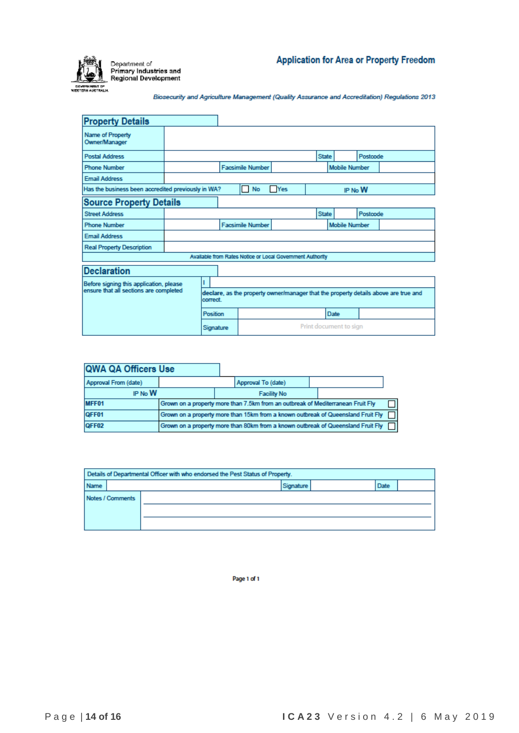Department of Primary Industries and Regional Development

# Application for Area or Property Freedom

*Biosecurity and Agriculture Management (Quality Assurance and Accreditation) Regulations 2013*

## Property Details

| | | | | | |
|---|---|---|---|---|---|
| Name of Property Owner/Manager | | | | | |
| Postal Address | | State | | Postcode | |
| Phone Number | | Facsimile Number | | Mobile Number | |
| Email Address | | | | | |
| Has the business been accredited previously in WA? | ☐ No ☐ Yes | IP No W | | | |

## Source Property Details

| | | | | | |
|---|---|---|---|---|---|
| Street Address | | State | | Postcode | |
| Phone Number | | Facsimile Number | | Mobile Number | |
| Email Address | | | | | |
| Real Property Description | | | | | |
| Available from Rates Notice or Local Government Authority | | | | | |

## Declaration

Before signing this application, please ensure that all sections are completed

| | | | |
|---|---|---|---|
| I | | | |
| declare, as the property owner/manager that the property details above are true and correct. | | | |
| Position | | Date | |
| Signature | Print document to sign | | |

## QWA QA Officers Use

| | | | |
|---|---|---|---|
| Approval From (date) | | Approval To (date) | |
| IP No W | | Facility No | |

| | | |
|---|---|---|
| MFF01 | Grown on a property more than 7.5km from an outbreak of Mediterranean Fruit Fly | ☐ |
| QFF01 | Grown on a property more than 15km from a known outbreak of Queensland Fruit Fly | ☐ |
| QFF02 | Grown on a property more than 80km from a known outbreak of Queensland Fruit Fly | ☐ |

| Details of Departmental Officer with who endorsed the Pest Status of Property. | | | | | |
|---|---|---|---|---|---|
| Name | | Signature | | Date | |
| Notes / Comments | | | | | |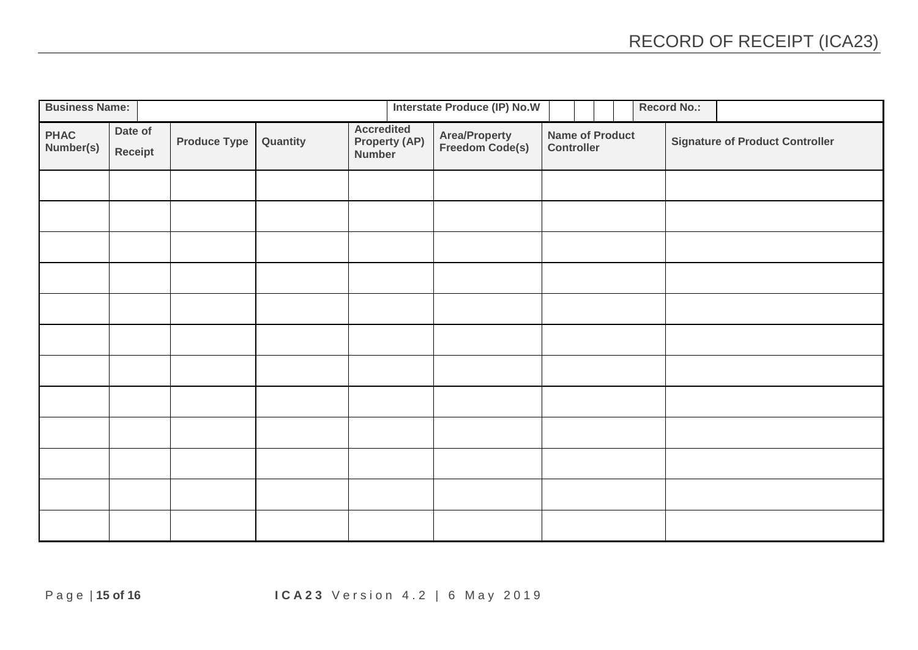# RECORD OF RECEIPT (ICA23)

| Business Name: | | | | Interstate Produce (IP) No.W | | | Record No.: | |
|---|---|---|---|---|---|---|---|---|
| **PHAC Number(s)** | **Date of Receipt** | **Produce Type** | **Quantity** | **Accredited Property (AP) Number** | **Area/Property Freedom Code(s)** | **Name of Product Controller** | **Signature of Product Controller** | |
| | | | | | | | | |
| | | | | | | | | |
| | | | | | | | | |
| | | | | | | | | |
| | | | | | | | | |
| | | | | | | | | |
| | | | | | | | | |
| | | | | | | | | |
| | | | | | | | | |
| | | | | | | | | |
| | | | | | | | | |
| | | | | | | | | |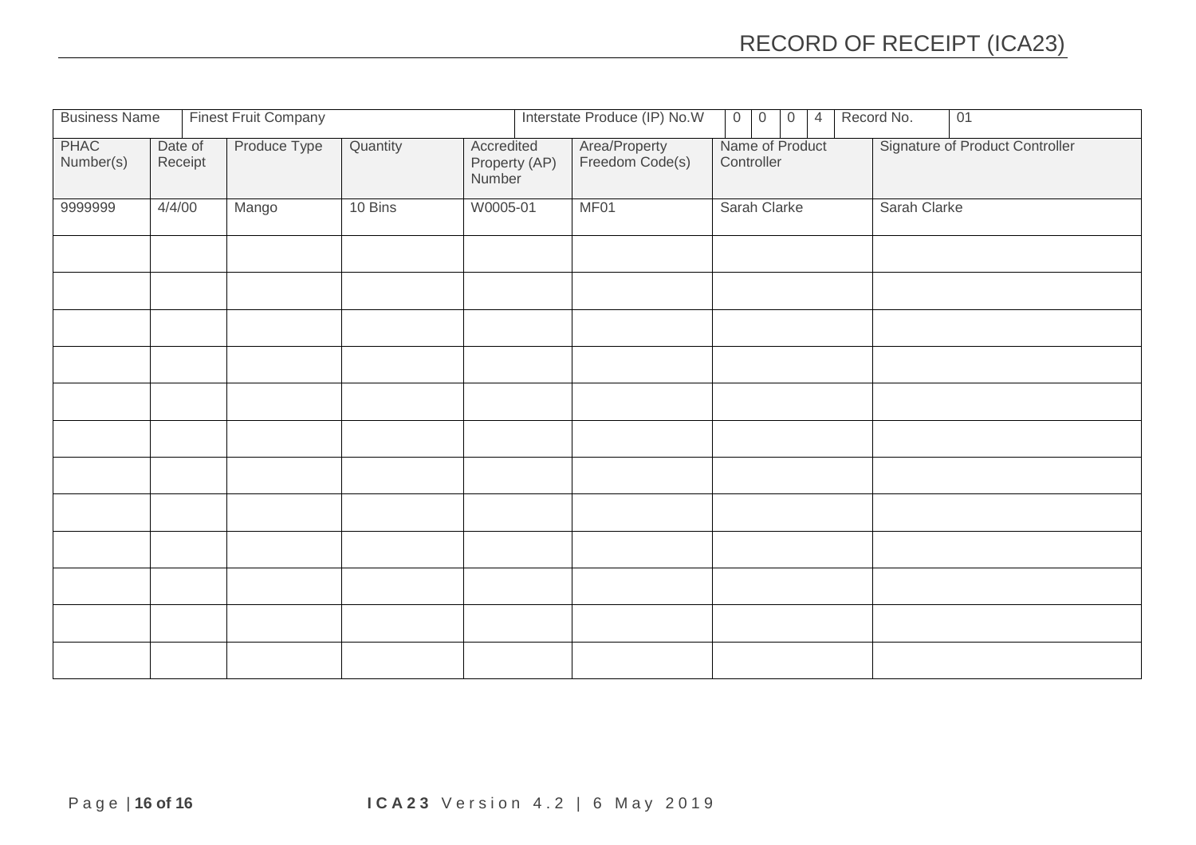# RECORD OF RECEIPT (ICA23)

| Business Name | Finest Fruit Company | Interstate Produce (IP) No.W | 0 | 0 | 0 | 4 | Record No. | 01 |
|---|---|---|---|---|---|---|---|---|

| PHAC Number(s) | Date of Receipt | Produce Type | Quantity | Accredited Property (AP) Number | Area/Property Freedom Code(s) | Name of Product Controller | Signature of Product Controller |
|---|---|---|---|---|---|---|---|
| 9999999 | 4/4/00 | Mango | 10 Bins | W0005-01 | MF01 | Sarah Clarke | Sarah Clarke |
| | | | | | | | |
| | | | | | | | |
| | | | | | | | |
| | | | | | | | |
| | | | | | | | |
| | | | | | | | |
| | | | | | | | |
| | | | | | | | |
| | | | | | | | |
| | | | | | | | |
| | | | | | | | |
| | | | | | | | |